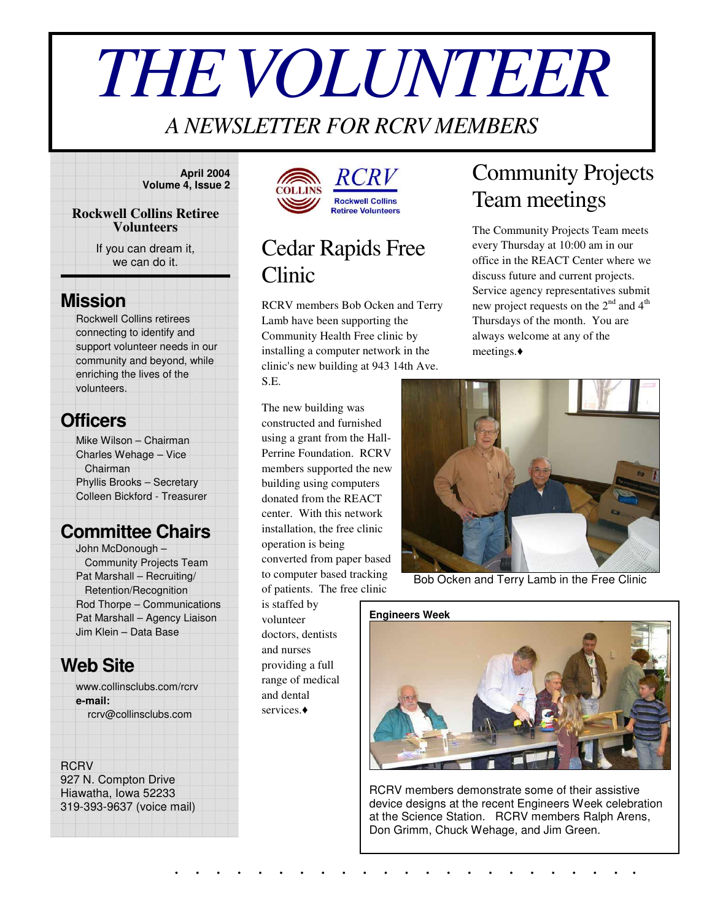# THE VOLUNTEER

*A NEWSLETTER FOR RCRV MEMBERS*

**April 2004**
**Volume 4, Issue 2**

**Rockwell Collins Retiree Volunteers**

If you can dream it, we can do it.

## Mission

Rockwell Collins retirees connecting to identify and support volunteer needs in our community and beyond, while enriching the lives of the volunteers.

## Officers

Mike Wilson – Chairman
Charles Wehage – Vice Chairman
Phyllis Brooks – Secretary
Colleen Bickford - Treasurer

## Committee Chairs

John McDonough – Community Projects Team
Pat Marshall – Recruiting/ Retention/Recognition
Rod Thorpe – Communications
Pat Marshall – Agency Liaison
Jim Klein – Data Base

## Web Site

www.collinsclubs.com/rcrv
**e-mail:**
rcrv@collinsclubs.com

RCRV
927 N. Compton Drive
Hiawatha, Iowa 52233
319-393-9637 (voice mail)

COLLINS RCRV Rockwell Collins Retiree Volunteers

# Cedar Rapids Free Clinic

RCRV members Bob Ocken and Terry Lamb have been supporting the Community Health Free clinic by installing a computer network in the clinic's new building at 943 14th Ave. S.E.

The new building was constructed and furnished using a grant from the Hall-Perrine Foundation. RCRV members supported the new building using computers donated from the REACT center. With this network installation, the free clinic operation is being converted from paper based to computer based tracking of patients. The free clinic is staffed by volunteer doctors, dentists and nurses providing a full range of medical and dental services.♦

Bob Ocken and Terry Lamb in the Free Clinic

# Community Projects Team meetings

The Community Projects Team meets every Thursday at 10:00 am in our office in the REACT Center where we discuss future and current projects. Service agency representatives submit new project requests on the 2nd and 4th Thursdays of the month. You are always welcome at any of the meetings.♦

**Engineers Week**

RCRV members demonstrate some of their assistive device designs at the recent Engineers Week celebration at the Science Station. RCRV members Ralph Arens, Don Grimm, Chuck Wehage, and Jim Green.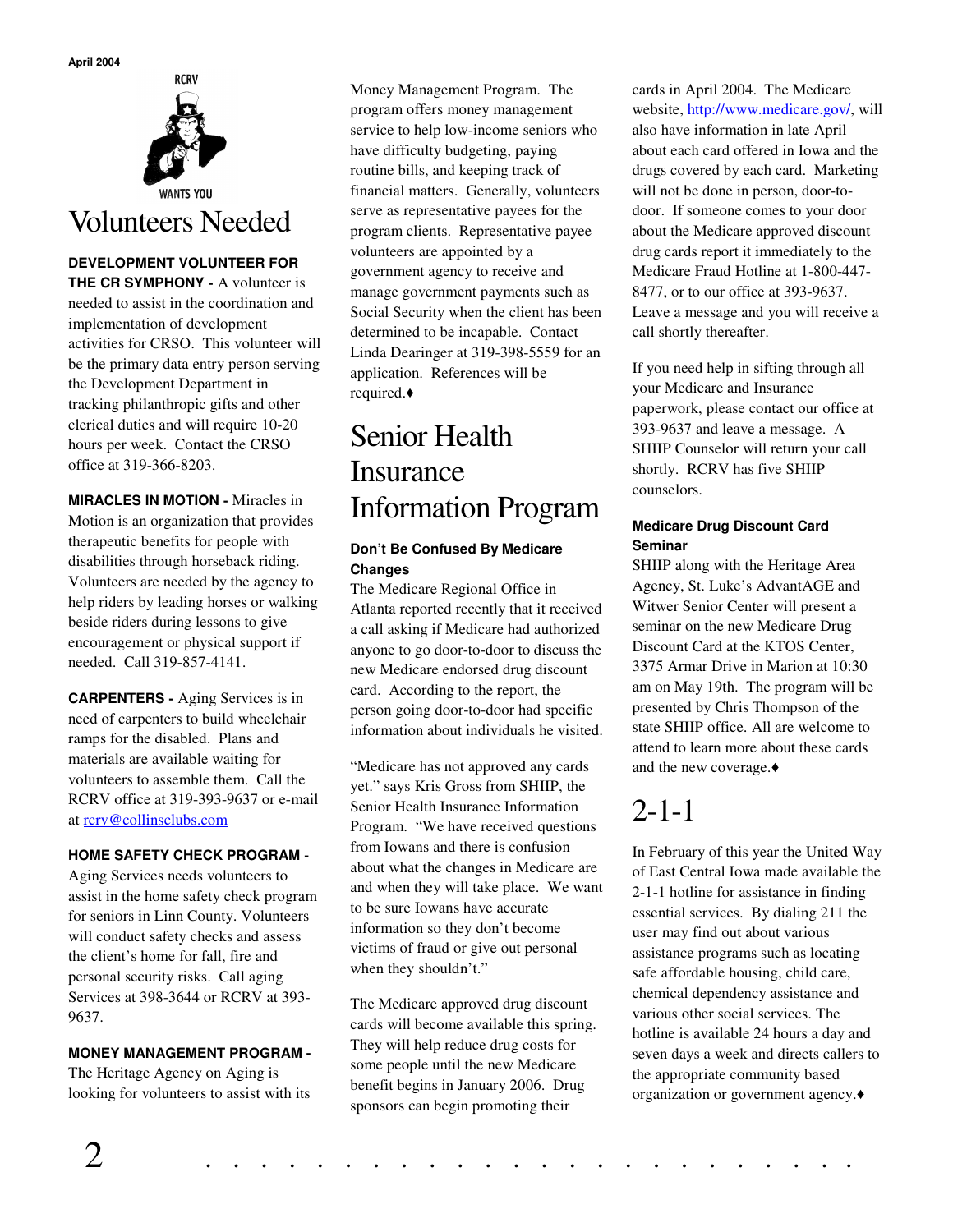April 2004

RCRV WANTS YOU

# Volunteers Needed

**DEVELOPMENT VOLUNTEER FOR THE CR SYMPHONY -** A volunteer is needed to assist in the coordination and implementation of development activities for CRSO. This volunteer will be the primary data entry person serving the Development Department in tracking philanthropic gifts and other clerical duties and will require 10-20 hours per week. Contact the CRSO office at 319-366-8203.

**MIRACLES IN MOTION -** Miracles in Motion is an organization that provides therapeutic benefits for people with disabilities through horseback riding. Volunteers are needed by the agency to help riders by leading horses or walking beside riders during lessons to give encouragement or physical support if needed. Call 319-857-4141.

**CARPENTERS -** Aging Services is in need of carpenters to build wheelchair ramps for the disabled. Plans and materials are available waiting for volunteers to assemble them. Call the RCRV office at 319-393-9637 or e-mail at rcrv@collinsclubs.com

**HOME SAFETY CHECK PROGRAM -** Aging Services needs volunteers to assist in the home safety check program for seniors in Linn County. Volunteers will conduct safety checks and assess the client's home for fall, fire and personal security risks. Call aging Services at 398-3644 or RCRV at 393-9637.

**MONEY MANAGEMENT PROGRAM -** The Heritage Agency on Aging is looking for volunteers to assist with its Money Management Program. The program offers money management service to help low-income seniors who have difficulty budgeting, paying routine bills, and keeping track of financial matters. Generally, volunteers serve as representative payees for the program clients. Representative payee volunteers are appointed by a government agency to receive and manage government payments such as Social Security when the client has been determined to be incapable. Contact Linda Dearinger at 319-398-5559 for an application. References will be required.♦

# Senior Health Insurance Information Program

### Don't Be Confused By Medicare Changes

The Medicare Regional Office in Atlanta reported recently that it received a call asking if Medicare had authorized anyone to go door-to-door to discuss the new Medicare endorsed drug discount card. According to the report, the person going door-to-door had specific information about individuals he visited.

"Medicare has not approved any cards yet." says Kris Gross from SHIIP, the Senior Health Insurance Information Program. "We have received questions from Iowans and there is confusion about what the changes in Medicare are and when they will take place. We want to be sure Iowans have accurate information so they don't become victims of fraud or give out personal when they shouldn't."

The Medicare approved drug discount cards will become available this spring. They will help reduce drug costs for some people until the new Medicare benefit begins in January 2006. Drug sponsors can begin promoting their cards in April 2004. The Medicare website, http://www.medicare.gov/, will also have information in late April about each card offered in Iowa and the drugs covered by each card. Marketing will not be done in person, door-to-door. If someone comes to your door about the Medicare approved discount drug cards report it immediately to the Medicare Fraud Hotline at 1-800-447-8477, or to our office at 393-9637. Leave a message and you will receive a call shortly thereafter.

If you need help in sifting through all your Medicare and Insurance paperwork, please contact our office at 393-9637 and leave a message. A SHIIP Counselor will return your call shortly. RCRV has five SHIIP counselors.

### Medicare Drug Discount Card Seminar

SHIIP along with the Heritage Area Agency, St. Luke's AdvantAGE and Witwer Senior Center will present a seminar on the new Medicare Drug Discount Card at the KTOS Center, 3375 Armar Drive in Marion at 10:30 am on May 19th. The program will be presented by Chris Thompson of the state SHIIP office. All are welcome to attend to learn more about these cards and the new coverage.♦

# 2-1-1

In February of this year the United Way of East Central Iowa made available the 2-1-1 hotline for assistance in finding essential services. By dialing 211 the user may find out about various assistance programs such as locating safe affordable housing, child care, chemical dependency assistance and various other social services. The hotline is available 24 hours a day and seven days a week and directs callers to the appropriate community based organization or government agency.♦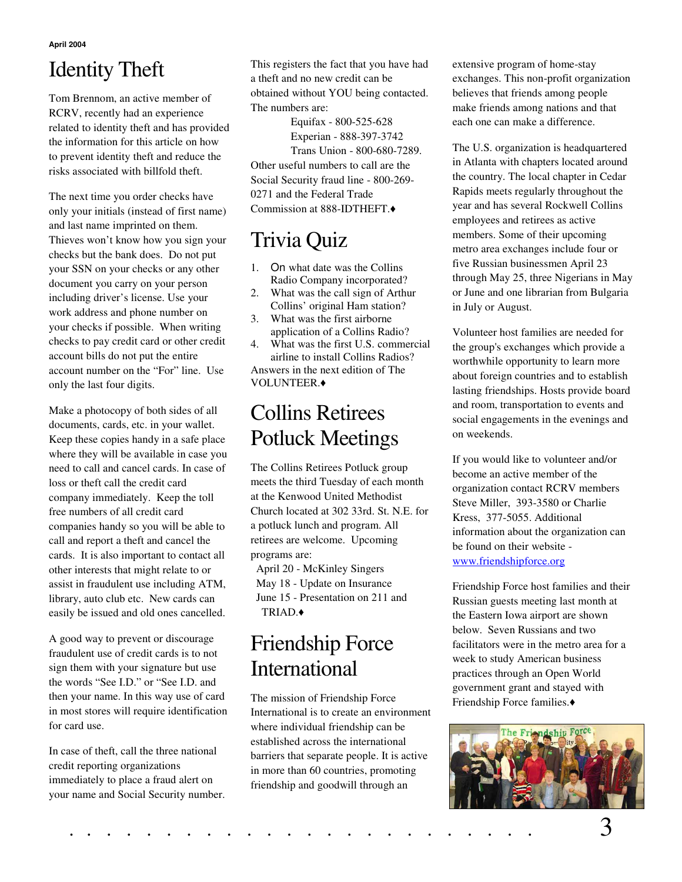April 2004

# Identity Theft

Tom Brennom, an active member of RCRV, recently had an experience related to identity theft and has provided the information for this article on how to prevent identity theft and reduce the risks associated with billfold theft.

The next time you order checks have only your initials (instead of first name) and last name imprinted on them. Thieves won't know how you sign your checks but the bank does. Do not put your SSN on your checks or any other document you carry on your person including driver's license. Use your work address and phone number on your checks if possible. When writing checks to pay credit card or other credit account bills do not put the entire account number on the "For" line. Use only the last four digits.

Make a photocopy of both sides of all documents, cards, etc. in your wallet. Keep these copies handy in a safe place where they will be available in case you need to call and cancel cards. In case of loss or theft call the credit card company immediately. Keep the toll free numbers of all credit card companies handy so you will be able to call and report a theft and cancel the cards. It is also important to contact all other interests that might relate to or assist in fraudulent use including ATM, library, auto club etc. New cards can easily be issued and old ones cancelled.

A good way to prevent or discourage fraudulent use of credit cards is to not sign them with your signature but use the words "See I.D." or "See I.D. and then your name. In this way use of card in most stores will require identification for card use.

In case of theft, call the three national credit reporting organizations immediately to place a fraud alert on your name and Social Security number. This registers the fact that you have had a theft and no new credit can be obtained without YOU being contacted. The numbers are:

Equifax - 800-525-628
Experian - 888-397-3742
Trans Union - 800-680-7289.

Other useful numbers to call are the Social Security fraud line - 800-269-0271 and the Federal Trade Commission at 888-IDTHEFT.♦

# Trivia Quiz

1. On what date was the Collins Radio Company incorporated?
2. What was the call sign of Arthur Collins' original Ham station?
3. What was the first airborne application of a Collins Radio?
4. What was the first U.S. commercial airline to install Collins Radios?

Answers in the next edition of The VOLUNTEER.♦

# Collins Retirees Potluck Meetings

The Collins Retirees Potluck group meets the third Tuesday of each month at the Kenwood United Methodist Church located at 302 33rd. St. N.E. for a potluck lunch and program. All retirees are welcome. Upcoming programs are:

April 20 - McKinley Singers
May 18 - Update on Insurance
June 15 - Presentation on 211 and TRIAD.♦

# Friendship Force International

The mission of Friendship Force International is to create an environment where individual friendship can be established across the international barriers that separate people. It is active in more than 60 countries, promoting friendship and goodwill through an extensive program of home-stay exchanges. This non-profit organization believes that friends among people make friends among nations and that each one can make a difference.

The U.S. organization is headquartered in Atlanta with chapters located around the country. The local chapter in Cedar Rapids meets regularly throughout the year and has several Rockwell Collins employees and retirees as active members. Some of their upcoming metro area exchanges include four or five Russian businessmen April 23 through May 25, three Nigerians in May or June and one librarian from Bulgaria in July or August.

Volunteer host families are needed for the group's exchanges which provide a worthwhile opportunity to learn more about foreign countries and to establish lasting friendships. Hosts provide board and room, transportation to events and social engagements in the evenings and on weekends.

If you would like to volunteer and/or become an active member of the organization contact RCRV members Steve Miller, 393-3580 or Charlie Kress, 377-5055. Additional information about the organization can be found on their website - www.friendshipforce.org

Friendship Force host families and their Russian guests meeting last month at the Eastern Iowa airport are shown below. Seven Russians and two facilitators were in the metro area for a week to study American business practices through an Open World government grant and stayed with Friendship Force families.♦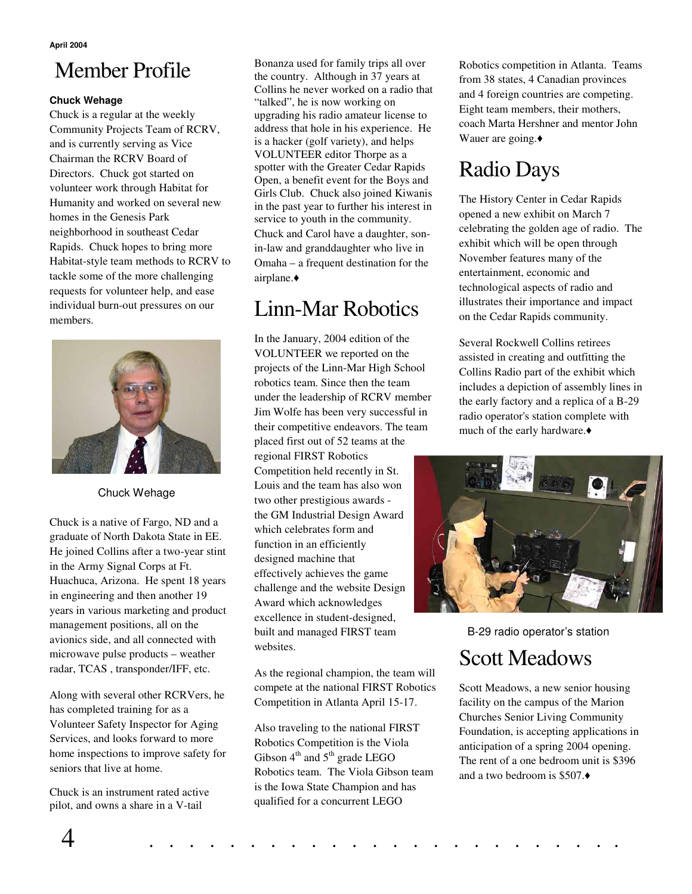# Member Profile

**Chuck Wehage**

Chuck is a regular at the weekly Community Projects Team of RCRV, and is currently serving as Vice Chairman the RCRV Board of Directors. Chuck got started on volunteer work through Habitat for Humanity and worked on several new homes in the Genesis Park neighborhood in southeast Cedar Rapids. Chuck hopes to bring more Habitat-style team methods to RCRV to tackle some of the more challenging requests for volunteer help, and ease individual burn-out pressures on our members.

Chuck Wehage

Chuck is a native of Fargo, ND and a graduate of North Dakota State in EE. He joined Collins after a two-year stint in the Army Signal Corps at Ft. Huachuca, Arizona. He spent 18 years in engineering and then another 19 years in various marketing and product management positions, all on the avionics side, and all connected with microwave pulse products – weather radar, TCAS , transponder/IFF, etc.

Along with several other RCRVers, he has completed training for as a Volunteer Safety Inspector for Aging Services, and looks forward to more home inspections to improve safety for seniors that live at home.

Chuck is an instrument rated active pilot, and owns a share in a V-tail Bonanza used for family trips all over the country. Although in 37 years at Collins he never worked on a radio that "talked", he is now working on upgrading his radio amateur license to address that hole in his experience. He is a hacker (golf variety), and helps VOLUNTEER editor Thorpe as a spotter with the Greater Cedar Rapids Open, a benefit event for the Boys and Girls Club. Chuck also joined Kiwanis in the past year to further his interest in service to youth in the community. Chuck and Carol have a daughter, son-in-law and granddaughter who live in Omaha – a frequent destination for the airplane.♦

# Linn-Mar Robotics

In the January, 2004 edition of the VOLUNTEER we reported on the projects of the Linn-Mar High School robotics team. Since then the team under the leadership of RCRV member Jim Wolfe has been very successful in their competitive endeavors. The team placed first out of 52 teams at the regional FIRST Robotics Competition held recently in St. Louis and the team has also won two other prestigious awards - the GM Industrial Design Award which celebrates form and function in an efficiently designed machine that effectively achieves the game challenge and the website Design Award which acknowledges excellence in student-designed, built and managed FIRST team websites.

As the regional champion, the team will compete at the national FIRST Robotics Competition in Atlanta April 15-17.

Also traveling to the national FIRST Robotics Competition is the Viola Gibson 4th and 5th grade LEGO Robotics team. The Viola Gibson team is the Iowa State Champion and has qualified for a concurrent LEGO Robotics competition in Atlanta. Teams from 38 states, 4 Canadian provinces and 4 foreign countries are competing. Eight team members, their mothers, coach Marta Hershner and mentor John Wauer are going.♦

# Radio Days

The History Center in Cedar Rapids opened a new exhibit on March 7 celebrating the golden age of radio. The exhibit which will be open through November features many of the entertainment, economic and technological aspects of radio and illustrates their importance and impact on the Cedar Rapids community.

Several Rockwell Collins retirees assisted in creating and outfitting the Collins Radio part of the exhibit which includes a depiction of assembly lines in the early factory and a replica of a B-29 radio operator's station complete with much of the early hardware.♦

B-29 radio operator's station

# Scott Meadows

Scott Meadows, a new senior housing facility on the campus of the Marion Churches Senior Living Community Foundation, is accepting applications in anticipation of a spring 2004 opening. The rent of a one bedroom unit is $396 and a two bedroom is $507.♦